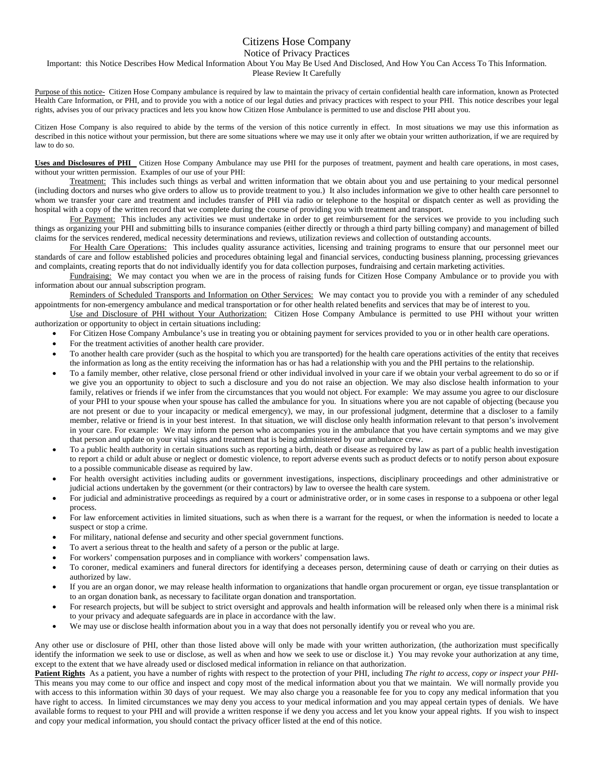# Citizens Hose Company

## Notice of Privacy Practices

Important: this Notice Describes How Medical Information About You May Be Used And Disclosed, And How You Can Access To This Information. Please Review It Carefully

Purpose of this notice- Citizen Hose Company ambulance is required by law to maintain the privacy of certain confidential health care information, known as Protected Health Care Information, or PHI, and to provide you with a notice of our legal duties and privacy practices with respect to your PHI. This notice describes your legal rights, advises you of our privacy practices and lets you know how Citizen Hose Ambulance is permitted to use and disclose PHI about you.

Citizen Hose Company is also required to abide by the terms of the version of this notice currently in effect. In most situations we may use this information as described in this notice without your permission, but there are some situations where we may use it only after we obtain your written authorization, if we are required by law to do so.

**Uses and Disclosures of PHI** Citizen Hose Company Ambulance may use PHI for the purposes of treatment, payment and health care operations, in most cases, without your written permission. Examples of our use of your PHI:

Treatment: This includes such things as verbal and written information that we obtain about you and use pertaining to your medical personnel (including doctors and nurses who give orders to allow us to provide treatment to you.) It also includes information we give to other health care personnel to whom we transfer your care and treatment and includes transfer of PHI via radio or telephone to the hospital or dispatch center as well as providing the hospital with a copy of the written record that we complete during the course of providing you with treatment and transport.

For Payment: This includes any activities we must undertake in order to get reimbursement for the services we provide to you including such things as organizing your PHI and submitting bills to insurance companies (either directly or through a third party billing company) and management of billed claims for the services rendered, medical necessity determinations and reviews, utilization reviews and collection of outstanding accounts.

For Health Care Operations: This includes quality assurance activities, licensing and training programs to ensure that our personnel meet our standards of care and follow established policies and procedures obtaining legal and financial services, conducting business planning, processing grievances and complaints, creating reports that do not individually identify you for data collection purposes, fundraising and certain marketing activities.

Fundraising: We may contact you when we are in the process of raising funds for Citizen Hose Company Ambulance or to provide you with information about our annual subscription program.

Reminders of Scheduled Transports and Information on Other Services: We may contact you to provide you with a reminder of any scheduled appointments for non-emergency ambulance and medical transportation or for other health related benefits and services that may be of interest to you.

Use and Disclosure of PHI without Your Authorization: Citizen Hose Company Ambulance is permitted to use PHI without your written authorization or opportunity to object in certain situations including:

- For Citizen Hose Company Ambulance's use in treating you or obtaining payment for services provided to you or in other health care operations.
- For the treatment activities of another health care provider.
- To another health care provider (such as the hospital to which you are transported) for the health care operations activities of the entity that receives the information as long as the entity receiving the information has or has had a relationship with you and the PHI pertains to the relationship.
- To a family member, other relative, close personal friend or other individual involved in your care if we obtain your verbal agreement to do so or if we give you an opportunity to object to such a disclosure and you do not raise an objection. We may also disclose health information to your family, relatives or friends if we infer from the circumstances that you would not object. For example: We may assume you agree to our disclosure of your PHI to your spouse when your spouse has called the ambulance for you. In situations where you are not capable of objecting (because you are not present or due to your incapacity or medical emergency), we may, in our professional judgment, determine that a discloser to a family member, relative or friend is in your best interest. In that situation, we will disclose only health information relevant to that person's involvement in your care. For example: We may inform the person who accompanies you in the ambulance that you have certain symptoms and we may give that person and update on your vital signs and treatment that is being administered by our ambulance crew.
- To a public health authority in certain situations such as reporting a birth, death or disease as required by law as part of a public health investigation to report a child or adult abuse or neglect or domestic violence, to report adverse events such as product defects or to notify person about exposure to a possible communicable disease as required by law.
- For health oversight activities including audits or government investigations, inspections, disciplinary proceedings and other administrative or judicial actions undertaken by the government (or their contractors) by law to oversee the health care system.
- For judicial and administrative proceedings as required by a court or administrative order, or in some cases in response to a subpoena or other legal process.
- For law enforcement activities in limited situations, such as when there is a warrant for the request, or when the information is needed to locate a suspect or stop a crime.
- For military, national defense and security and other special government functions.
- To avert a serious threat to the health and safety of a person or the public at large.
- For workers' compensation purposes and in compliance with workers' compensation laws.
- To coroner, medical examiners and funeral directors for identifying a deceases person, determining cause of death or carrying on their duties as authorized by law.
- If you are an organ donor, we may release health information to organizations that handle organ procurement or organ, eye tissue transplantation or to an organ donation bank, as necessary to facilitate organ donation and transportation.
- For research projects, but will be subject to strict oversight and approvals and health information will be released only when there is a minimal risk to your privacy and adequate safeguards are in place in accordance with the law.
- We may use or disclose health information about you in a way that does not personally identify you or reveal who you are.

Any other use or disclosure of PHI, other than those listed above will only be made with your written authorization, (the authorization must specifically identify the information we seek to use or disclose, as well as when and how we seek to use or disclose it.) You may revoke your authorization at any time, except to the extent that we have already used or disclosed medical information in reliance on that authorization.

**Patient Rights** As a patient, you have a number of rights with respect to the protection of your PHI, including *The right to access, copy or inspect your PHI-* This means you may come to our office and inspect and copy most of the medical information about you that we maintain. We will normally provide you with access to this information within 30 days of your request. We may also charge you a reasonable fee for you to copy any medical information that you have right to access. In limited circumstances we may deny you access to your medical information and you may appeal certain types of denials. We have available forms to request to your PHI and will provide a written response if we deny you access and let you know your appeal rights. If you wish to inspect and copy your medical information, you should contact the privacy officer listed at the end of this notice.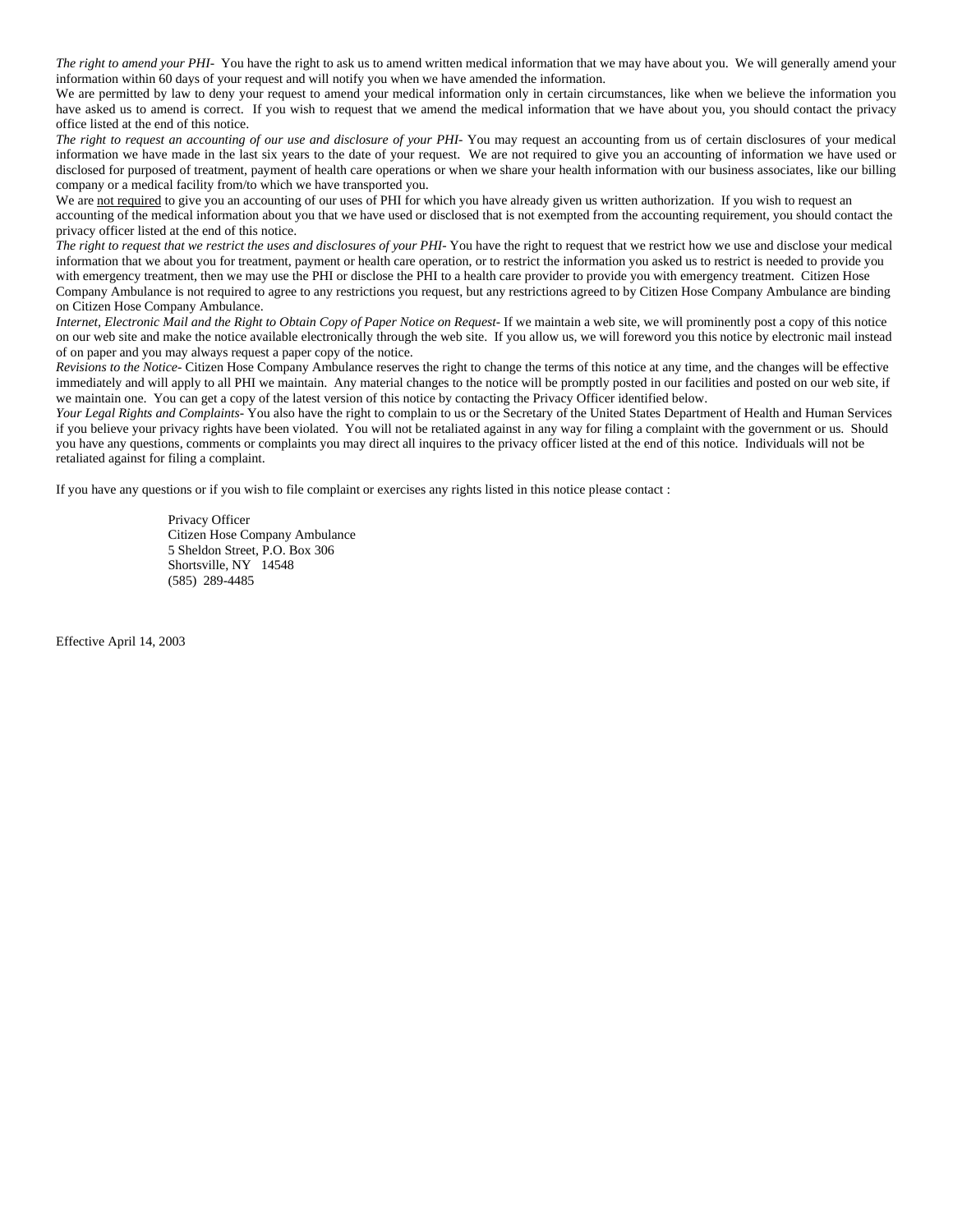*The right to amend your PHI-* You have the right to ask us to amend written medical information that we may have about you. We will generally amend your information within 60 days of your request and will notify you when we have amended the information.

We are permitted by law to deny your request to amend your medical information only in certain circumstances, like when we believe the information you have asked us to amend is correct. If you wish to request that we amend the medical information that we have about you, you should contact the privacy office listed at the end of this notice.

*The right to request an accounting of our use and disclosure of your PHI-* You may request an accounting from us of certain disclosures of your medical information we have made in the last six years to the date of your request. We are not required to give you an accounting of information we have used or disclosed for purposed of treatment, payment of health care operations or when we share your health information with our business associates, like our billing company or a medical facility from/to which we have transported you.

We are <u>not required</u> to give you an accounting of our uses of PHI for which you have already given us written authorization. If you wish to request an accounting of the medical information about you that we have used or disclosed that is not exempted from the accounting requirement, you should contact the privacy officer listed at the end of this notice.

*The right to request that we restrict the uses and disclosures of your PHI-* You have the right to request that we restrict how we use and disclose your medical information that we about you for treatment, payment or health care operation, or to restrict the information you asked us to restrict is needed to provide you with emergency treatment, then we may use the PHI or disclose the PHI to a health care provider to provide you with emergency treatment. Citizen Hose Company Ambulance is not required to agree to any restrictions you request, but any restrictions agreed to by Citizen Hose Company Ambulance are binding on Citizen Hose Company Ambulance.

*Internet, Electronic Mail and the Right to Obtain Copy of Paper Notice on Request-* If we maintain a web site, we will prominently post a copy of this notice on our web site and make the notice available electronically through the web site. If you allow us, we will foreword you this notice by electronic mail instead of on paper and you may always request a paper copy of the notice.

*Revisions to the Notice-* Citizen Hose Company Ambulance reserves the right to change the terms of this notice at any time, and the changes will be effective immediately and will apply to all PHI we maintain. Any material changes to the notice will be promptly posted in our facilities and posted on our web site, if we maintain one. You can get a copy of the latest version of this notice by contacting the Privacy Officer identified below.

*Your Legal Rights and Complaints-* You also have the right to complain to us or the Secretary of the United States Department of Health and Human Services if you believe your privacy rights have been violated. You will not be retaliated against in any way for filing a complaint with the government or us. Should you have any questions, comments or complaints you may direct all inquires to the privacy officer listed at the end of this notice. Individuals will not be retaliated against for filing a complaint.

If you have any questions or if you wish to file complaint or exercises any rights listed in this notice please contact :

Privacy Officer
Citizen Hose Company Ambulance
5 Sheldon Street, P.O. Box 306
Shortsville, NY 14548
(585) 289-4485

Effective April 14, 2003